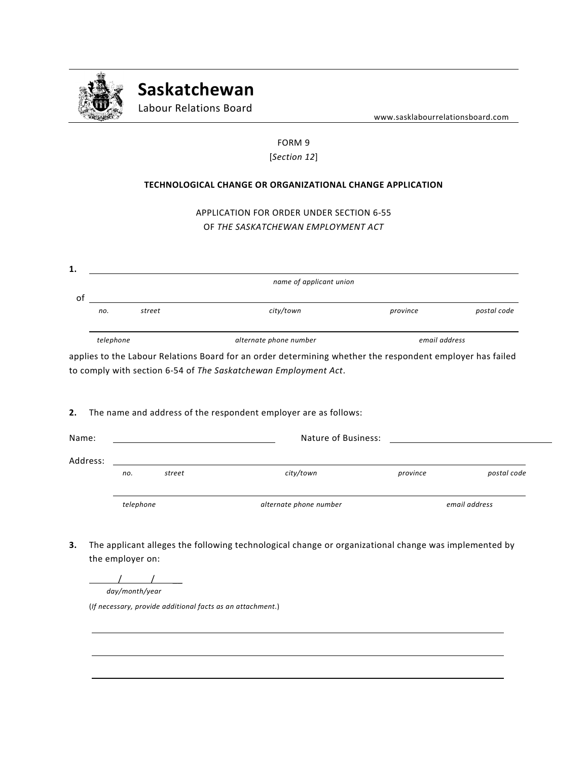# Saskatchewan

Labour Relations Board

www.sasklabourrelationsboard.com

FORM 9

[*Section 12*]

**TECHNOLOGICAL CHANGE OR ORGANIZATIONAL CHANGE APPLICATION**

APPLICATION FOR ORDER UNDER SECTION 6-55
OF *THE SASKATCHEWAN EMPLOYMENT ACT*

**1.** ______________________________________________
*name of applicant union*

of ______________________________________________
*no. street city/town province postal code*

______________________________________________
*telephone alternate phone number email address*

applies to the Labour Relations Board for an order determining whether the respondent employer has failed to comply with section 6-54 of *The Saskatchewan Employment Act*.

**2.** The name and address of the respondent employer are as follows:

Name: ____________________ Nature of Business: ____________________

Address: ______________________________________________
*no. street city/town province postal code*

______________________________________________
*telephone alternate phone number email address*

**3.** The applicant alleges the following technological change or organizational change was implemented by the employer on:

_____/_____/_____
*day/month/year*

(*If necessary, provide additional facts as an attachment.*)

______________________________________________

______________________________________________

______________________________________________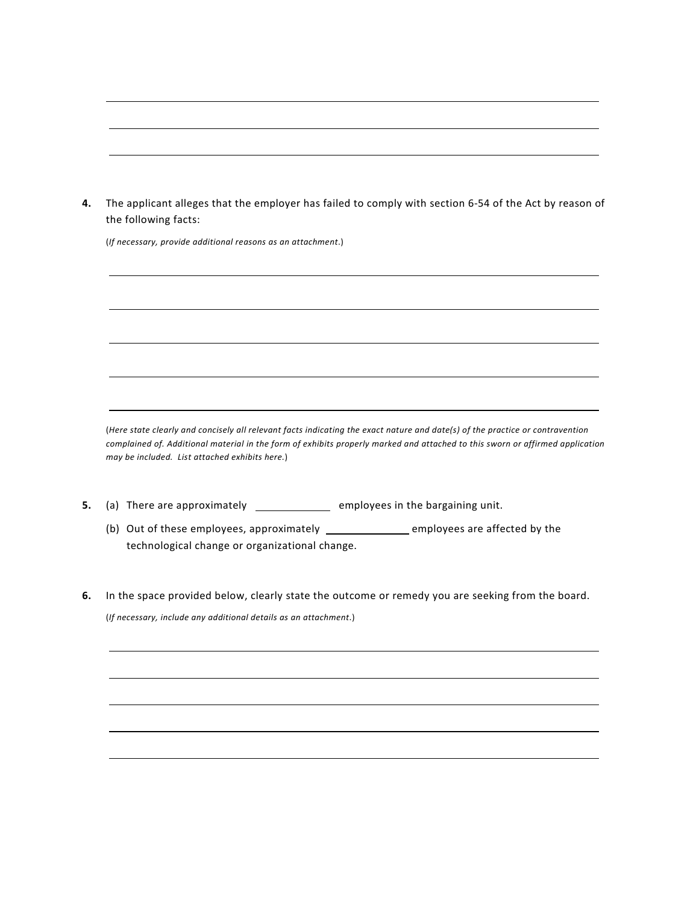4. The applicant alleges that the employer has failed to comply with section 6-54 of the Act by reason of the following facts:

   (*If necessary, provide additional reasons as an attachment.*)

   \_\_\_\_\_\_\_\_\_\_\_\_\_\_\_\_\_\_\_\_\_\_\_\_\_\_\_\_\_\_\_\_\_\_\_\_\_\_\_\_\_\_\_\_\_\_\_\_\_\_\_\_\_\_\_\_\_\_\_\_\_\_\_\_\_\_\_\_\_\_\_\_

   \_\_\_\_\_\_\_\_\_\_\_\_\_\_\_\_\_\_\_\_\_\_\_\_\_\_\_\_\_\_\_\_\_\_\_\_\_\_\_\_\_\_\_\_\_\_\_\_\_\_\_\_\_\_\_\_\_\_\_\_\_\_\_\_\_\_\_\_\_\_\_\_

   \_\_\_\_\_\_\_\_\_\_\_\_\_\_\_\_\_\_\_\_\_\_\_\_\_\_\_\_\_\_\_\_\_\_\_\_\_\_\_\_\_\_\_\_\_\_\_\_\_\_\_\_\_\_\_\_\_\_\_\_\_\_\_\_\_\_\_\_\_\_\_\_

   \_\_\_\_\_\_\_\_\_\_\_\_\_\_\_\_\_\_\_\_\_\_\_\_\_\_\_\_\_\_\_\_\_\_\_\_\_\_\_\_\_\_\_\_\_\_\_\_\_\_\_\_\_\_\_\_\_\_\_\_\_\_\_\_\_\_\_\_\_\_\_\_

   \_\_\_\_\_\_\_\_\_\_\_\_\_\_\_\_\_\_\_\_\_\_\_\_\_\_\_\_\_\_\_\_\_\_\_\_\_\_\_\_\_\_\_\_\_\_\_\_\_\_\_\_\_\_\_\_\_\_\_\_\_\_\_\_\_\_\_\_\_\_\_\_

   (*Here state clearly and concisely all relevant facts indicating the exact nature and date(s) of the practice or contravention complained of. Additional material in the form of exhibits properly marked and attached to this sworn or affirmed application may be included. List attached exhibits here.*)

5. (a) There are approximately \_\_\_\_\_\_\_\_\_\_ employees in the bargaining unit.

   (b) Out of these employees, approximately \_\_\_\_\_\_\_\_\_\_ employees are affected by the technological change or organizational change.

6. In the space provided below, clearly state the outcome or remedy you are seeking from the board.

   (*If necessary, include any additional details as an attachment.*)

   \_\_\_\_\_\_\_\_\_\_\_\_\_\_\_\_\_\_\_\_\_\_\_\_\_\_\_\_\_\_\_\_\_\_\_\_\_\_\_\_\_\_\_\_\_\_\_\_\_\_\_\_\_\_\_\_\_\_\_\_\_\_\_\_\_\_\_\_\_\_\_\_

   \_\_\_\_\_\_\_\_\_\_\_\_\_\_\_\_\_\_\_\_\_\_\_\_\_\_\_\_\_\_\_\_\_\_\_\_\_\_\_\_\_\_\_\_\_\_\_\_\_\_\_\_\_\_\_\_\_\_\_\_\_\_\_\_\_\_\_\_\_\_\_\_

   \_\_\_\_\_\_\_\_\_\_\_\_\_\_\_\_\_\_\_\_\_\_\_\_\_\_\_\_\_\_\_\_\_\_\_\_\_\_\_\_\_\_\_\_\_\_\_\_\_\_\_\_\_\_\_\_\_\_\_\_\_\_\_\_\_\_\_\_\_\_\_\_

   \_\_\_\_\_\_\_\_\_\_\_\_\_\_\_\_\_\_\_\_\_\_\_\_\_\_\_\_\_\_\_\_\_\_\_\_\_\_\_\_\_\_\_\_\_\_\_\_\_\_\_\_\_\_\_\_\_\_\_\_\_\_\_\_\_\_\_\_\_\_\_\_

   \_\_\_\_\_\_\_\_\_\_\_\_\_\_\_\_\_\_\_\_\_\_\_\_\_\_\_\_\_\_\_\_\_\_\_\_\_\_\_\_\_\_\_\_\_\_\_\_\_\_\_\_\_\_\_\_\_\_\_\_\_\_\_\_\_\_\_\_\_\_\_\_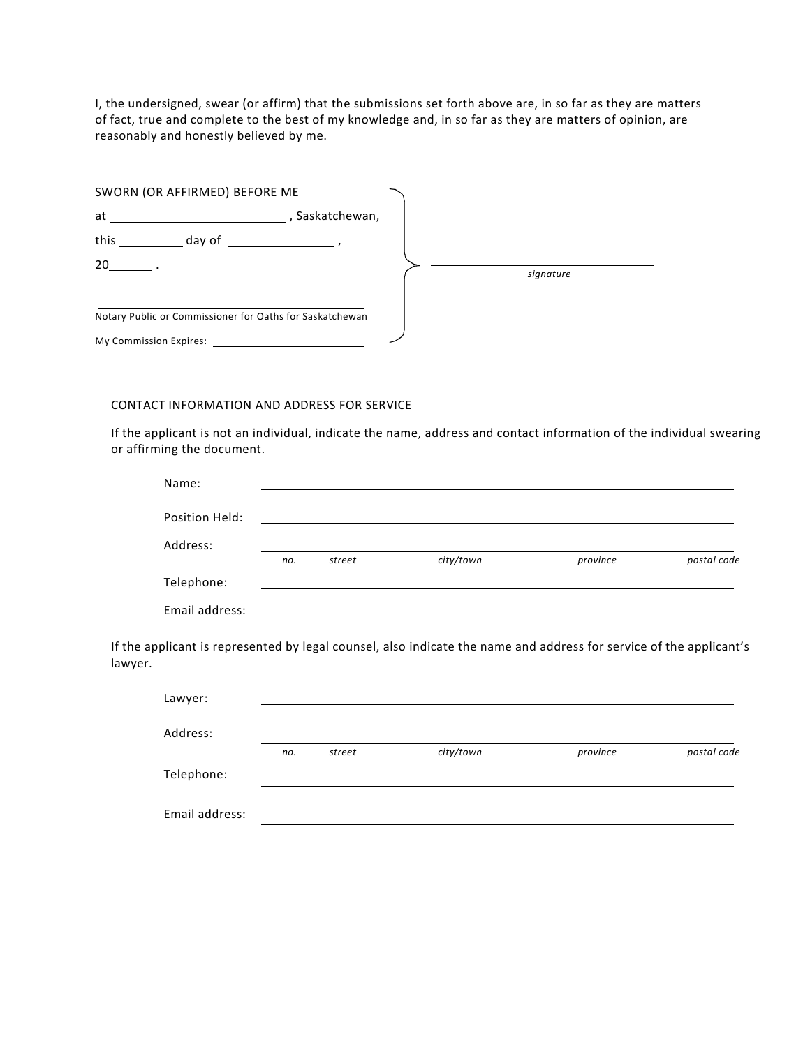I, the undersigned, swear (or affirm) that the submissions set forth above are, in so far as they are matters of fact, true and complete to the best of my knowledge and, in so far as they are matters of opinion, are reasonably and honestly believed by me.

SWORN (OR AFFIRMED) BEFORE ME
at ____________________, Saskatchewan,
this ________ day of ______________,
20______.

______________________________
*signature*

______________________________
Notary Public or Commissioner for Oaths for Saskatchewan

My Commission Expires: ____________________

CONTACT INFORMATION AND ADDRESS FOR SERVICE

If the applicant is not an individual, indicate the name, address and contact information of the individual swearing or affirming the document.

Name: ______________________________

Position Held: ______________________________

Address: ______________________________
*no.* *street* *city/town* *province* *postal code*

Telephone: ______________________________

Email address: ______________________________

If the applicant is represented by legal counsel, also indicate the name and address for service of the applicant's lawyer.

Lawyer: ______________________________

Address: ______________________________
*no.* *street* *city/town* *province* *postal code*

Telephone: ______________________________

Email address: ______________________________